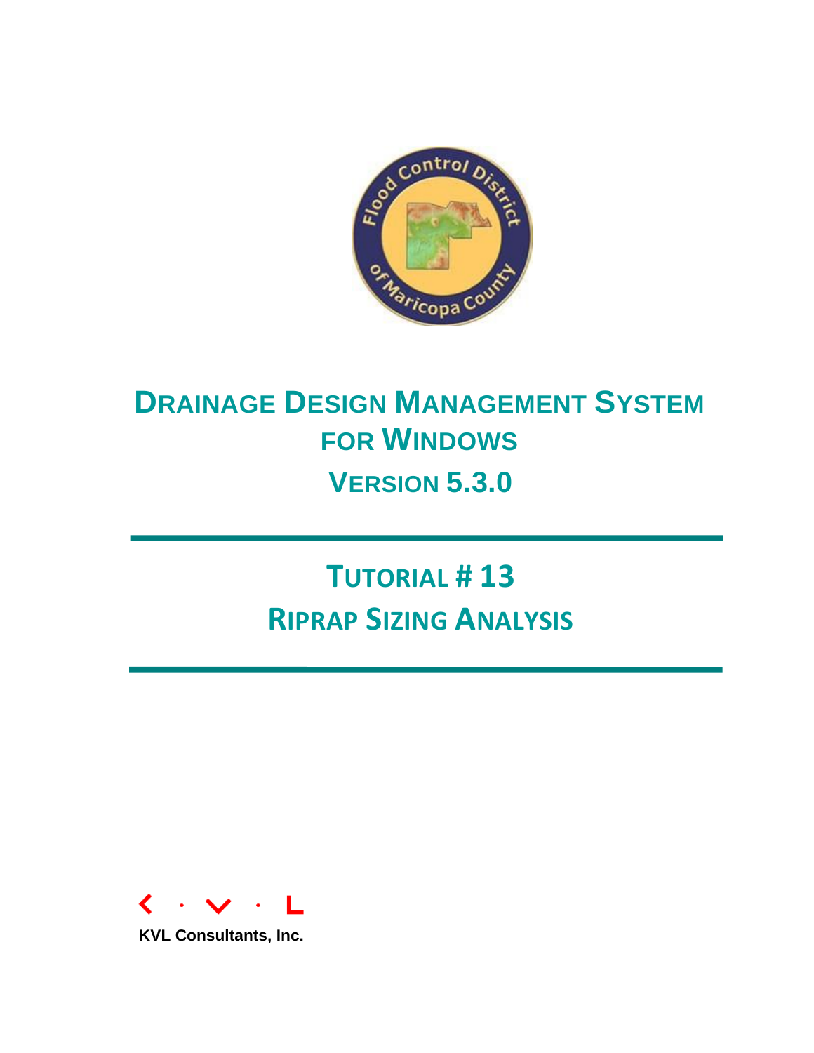# DRAINAGE DESIGN MANAGEMENT SYSTEM FOR WINDOWS

## VERSION 5.3.0

# TUTORIAL # 13

# RIPRAP SIZING ANALYSIS

KVL Consultants, Inc.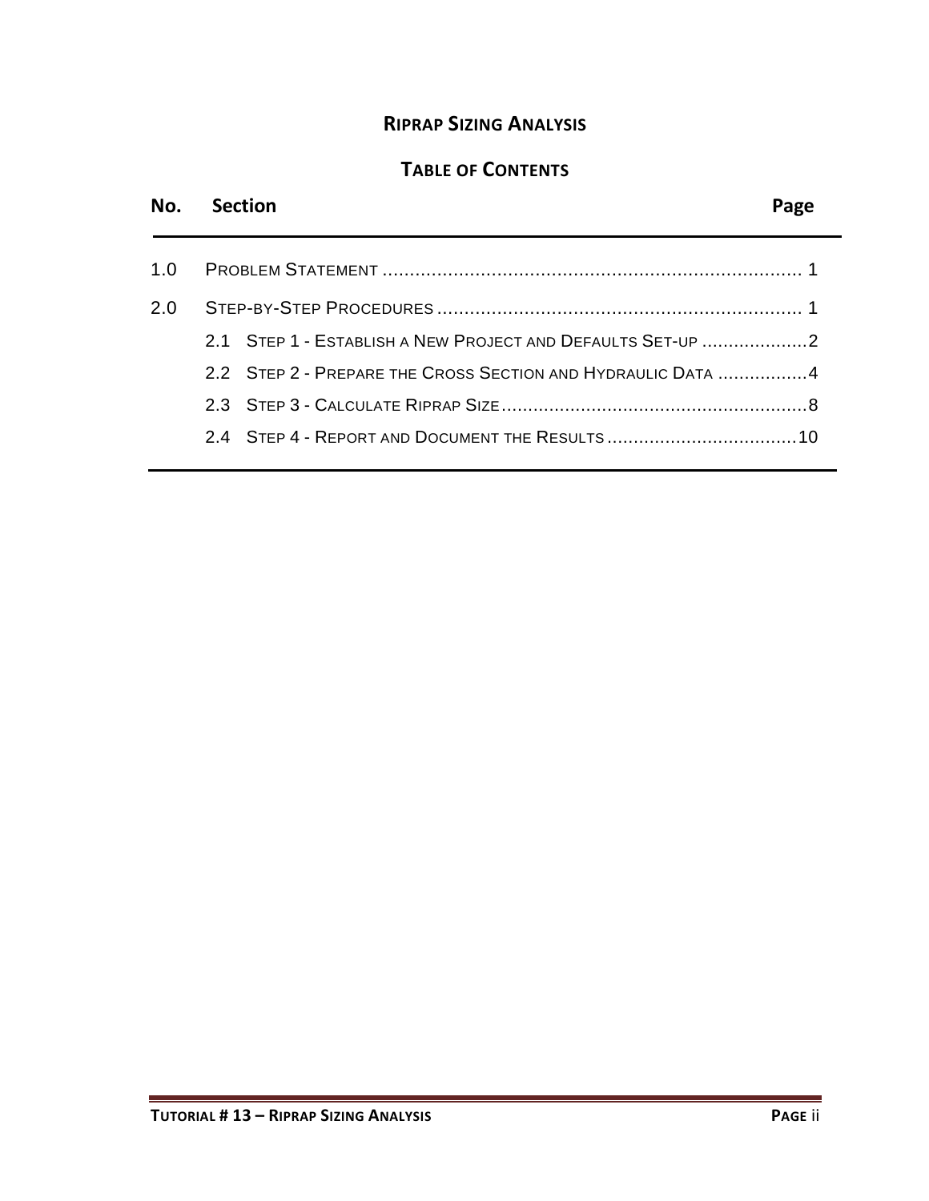# RIPRAP SIZING ANALYSIS

## TABLE OF CONTENTS

| No. | Section | Page |
|---|---|---|
| 1.0 | PROBLEM STATEMENT | 1 |
| 2.0 | STEP-BY-STEP PROCEDURES | 1 |
| | 2.1 STEP 1 - ESTABLISH A NEW PROJECT AND DEFAULTS SET-UP | 2 |
| | 2.2 STEP 2 - PREPARE THE CROSS SECTION AND HYDRAULIC DATA | 4 |
| | 2.3 STEP 3 - CALCULATE RIPRAP SIZE | 8 |
| | 2.4 STEP 4 - REPORT AND DOCUMENT THE RESULTS | 10 |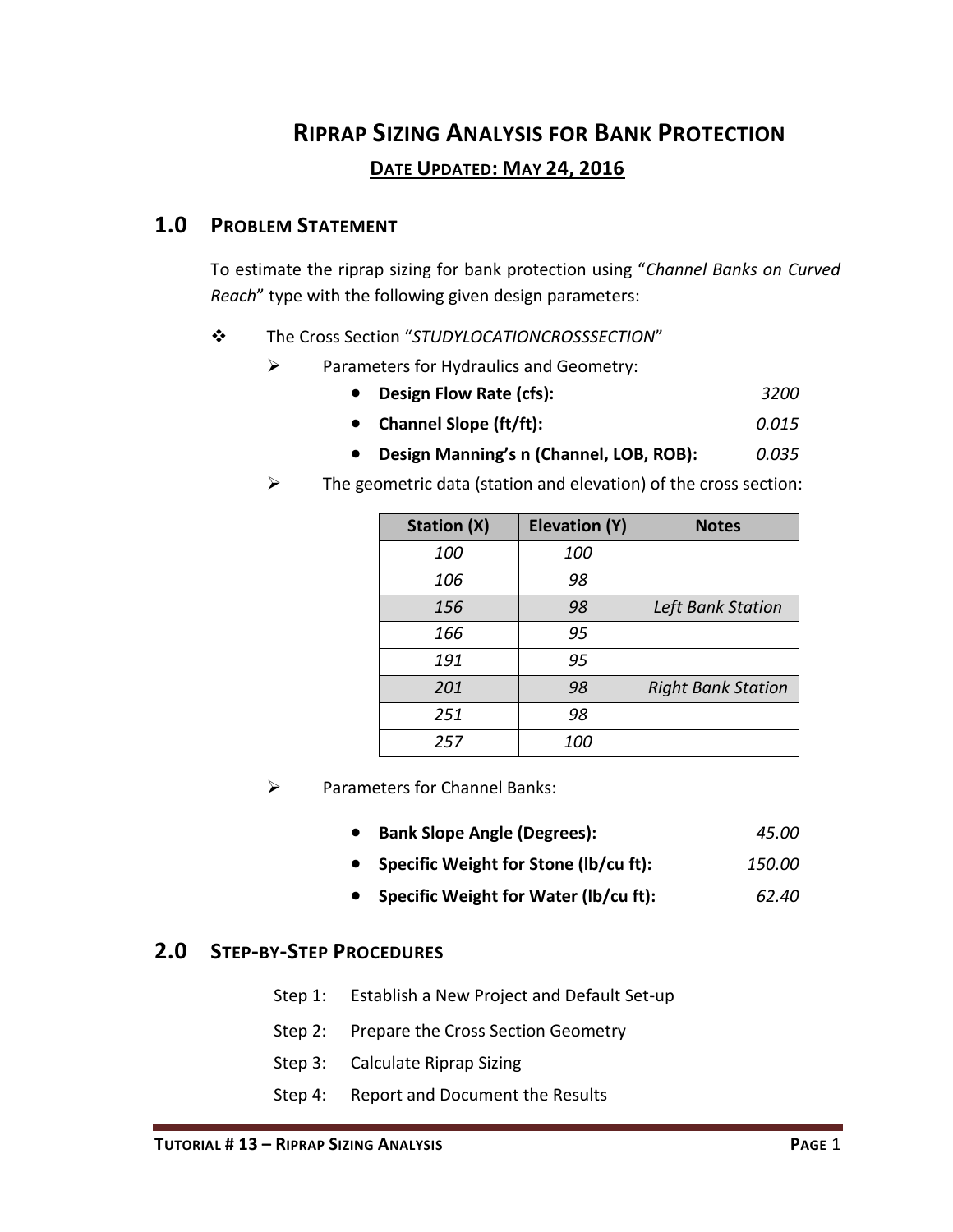# RIPRAP SIZING ANALYSIS FOR BANK PROTECTION

## DATE UPDATED: MAY 24, 2016

## 1.0 PROBLEM STATEMENT

To estimate the riprap sizing for bank protection using "*Channel Banks on Curved Reach*" type with the following given design parameters:

- The Cross Section "*STUDYLOCATIONCROSSSECTION*"
  - Parameters for Hydraulics and Geometry:
    - **Design Flow Rate (cfs):** *3200*
    - **Channel Slope (ft/ft):** *0.015*
    - **Design Manning's n (Channel, LOB, ROB):** *0.035*
  - The geometric data (station and elevation) of the cross section:

| Station (X) | Elevation (Y) | Notes |
|---|---|---|
| *100* | *100* | |
| *106* | *98* | |
| *156* | *98* | *Left Bank Station* |
| *166* | *95* | |
| *191* | *95* | |
| *201* | *98* | *Right Bank Station* |
| *251* | *98* | |
| *257* | *100* | |

  - Parameters for Channel Banks:
    - **Bank Slope Angle (Degrees):** *45.00*
    - **Specific Weight for Stone (lb/cu ft):** *150.00*
    - **Specific Weight for Water (lb/cu ft):** *62.40*

## 2.0 STEP-BY-STEP PROCEDURES

Step 1: Establish a New Project and Default Set-up

Step 2: Prepare the Cross Section Geometry

Step 3: Calculate Riprap Sizing

Step 4: Report and Document the Results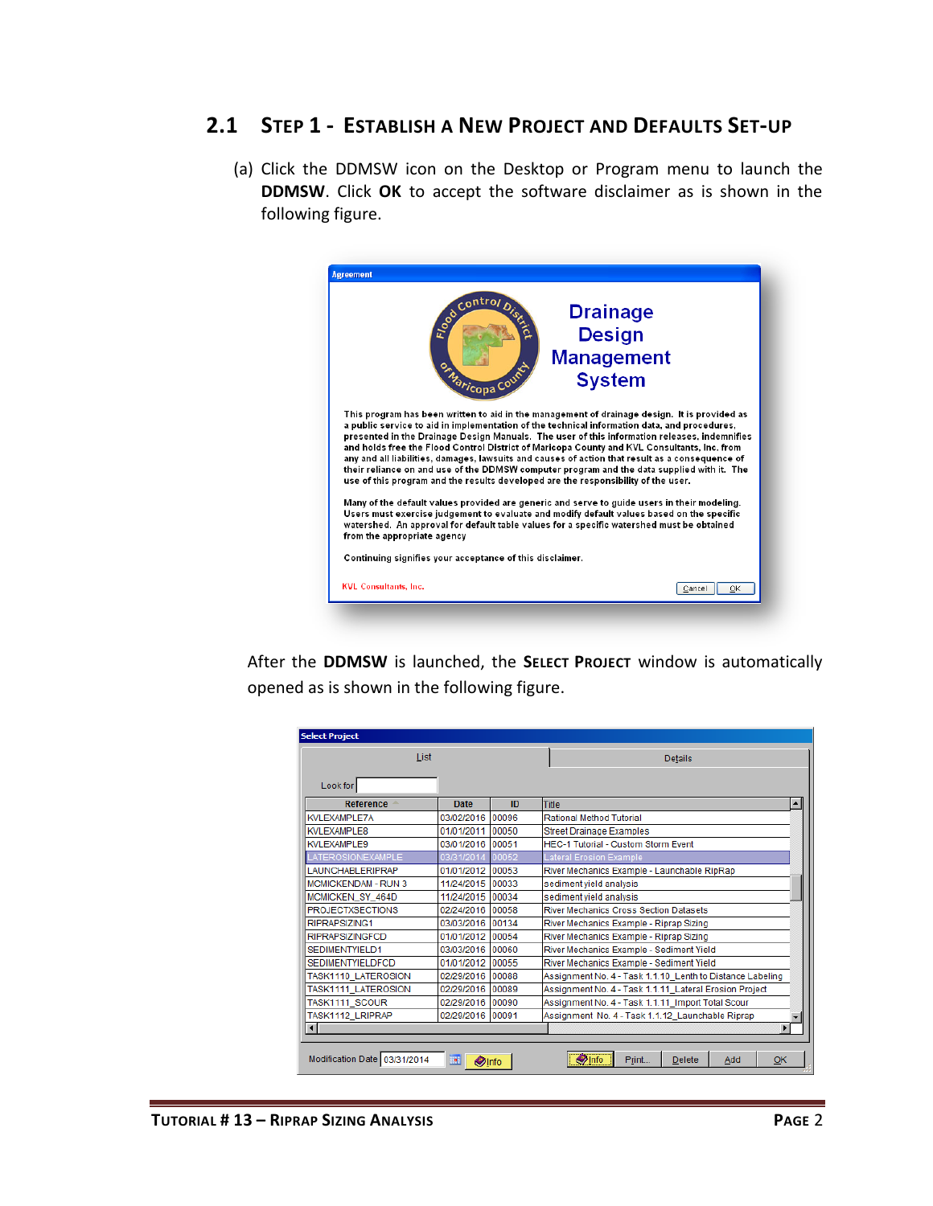## 2.1 Step 1 - Establish a New Project and Defaults Set-up

(a) Click the DDMSW icon on the Desktop or Program menu to launch the **DDMSW**. Click **OK** to accept the software disclaimer as is shown in the following figure.

After the **DDMSW** is launched, the **Select Project** window is automatically opened as is shown in the following figure.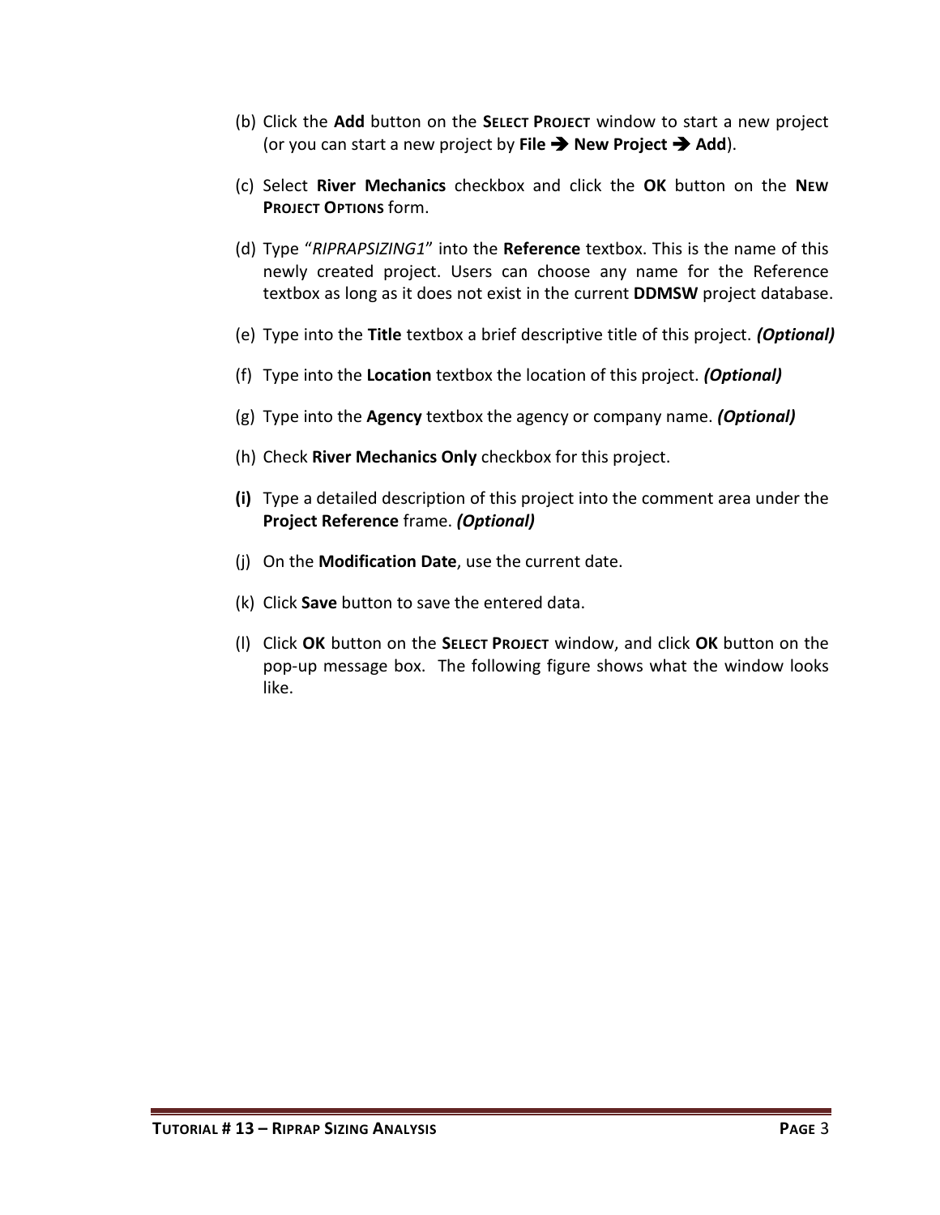(b) Click the **Add** button on the **SELECT PROJECT** window to start a new project (or you can start a new project by **File ➔ New Project ➔ Add**).

(c) Select **River Mechanics** checkbox and click the **OK** button on the **NEW PROJECT OPTIONS** form.

(d) Type "*RIPRAPSIZING1*" into the **Reference** textbox. This is the name of this newly created project. Users can choose any name for the Reference textbox as long as it does not exist in the current **DDMSW** project database.

(e) Type into the **Title** textbox a brief descriptive title of this project. ***(Optional)***

(f) Type into the **Location** textbox the location of this project. ***(Optional)***

(g) Type into the **Agency** textbox the agency or company name. ***(Optional)***

(h) Check **River Mechanics Only** checkbox for this project.

**(i)** Type a detailed description of this project into the comment area under the **Project Reference** frame. ***(Optional)***

(j) On the **Modification Date**, use the current date.

(k) Click **Save** button to save the entered data.

(l) Click **OK** button on the **SELECT PROJECT** window, and click **OK** button on the pop-up message box. The following figure shows what the window looks like.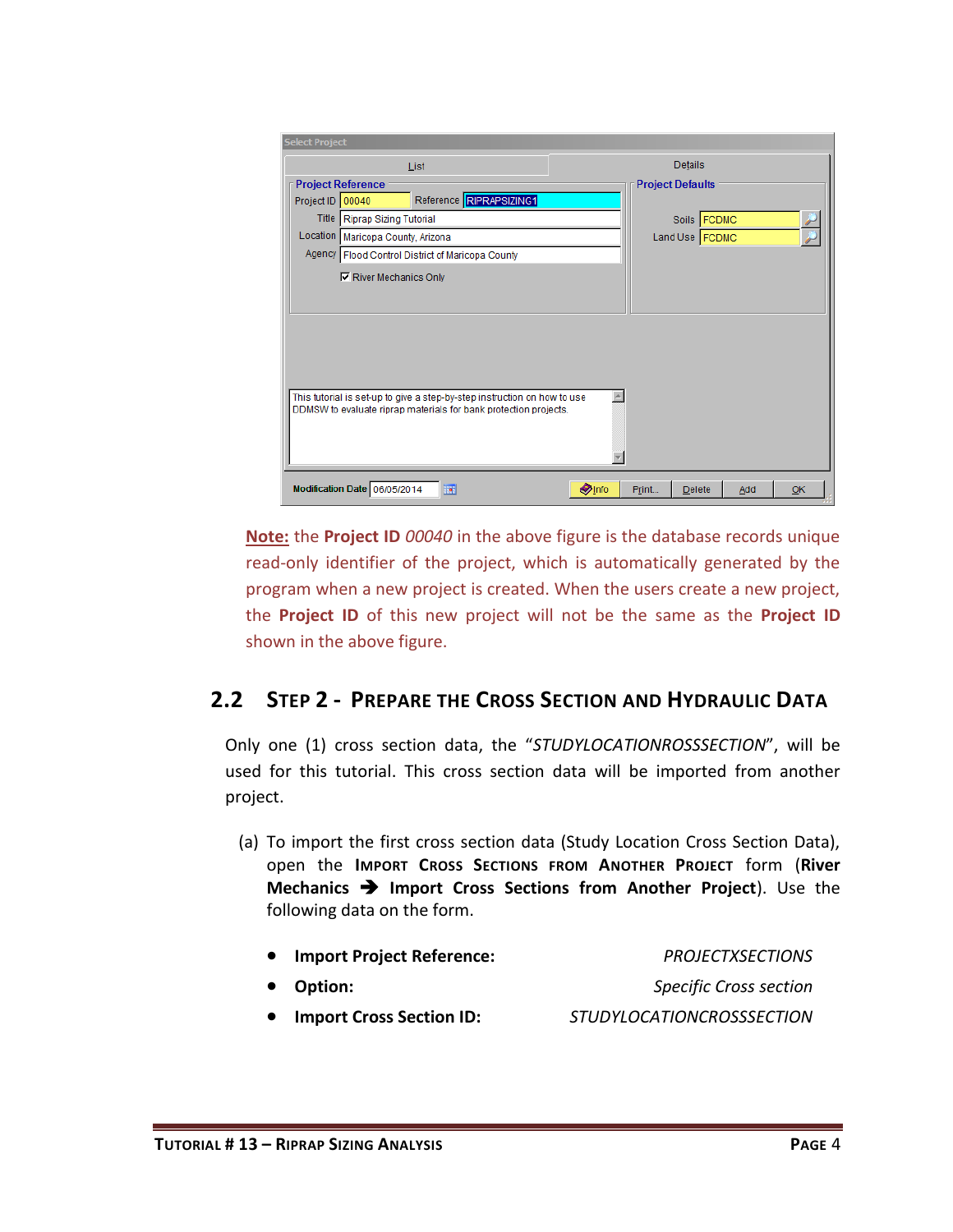**Note:** the **Project ID** *00040* in the above figure is the database records unique read-only identifier of the project, which is automatically generated by the program when a new project is created. When the users create a new project, the **Project ID** of this new project will not be the same as the **Project ID** shown in the above figure.

## 2.2 Step 2 - Prepare the Cross Section and Hydraulic Data

Only one (1) cross section data, the "*STUDYLOCATIONROSSSECTION*", will be used for this tutorial. This cross section data will be imported from another project.

(a) To import the first cross section data (Study Location Cross Section Data), open the **Import Cross Sections from Another Project** form (**River Mechanics ➔ Import Cross Sections from Another Project**). Use the following data on the form.

- **Import Project Reference:** *PROJECTXSECTIONS*
- **Option:** *Specific Cross section*
- **Import Cross Section ID:** *STUDYLOCATIONCROSSSECTION*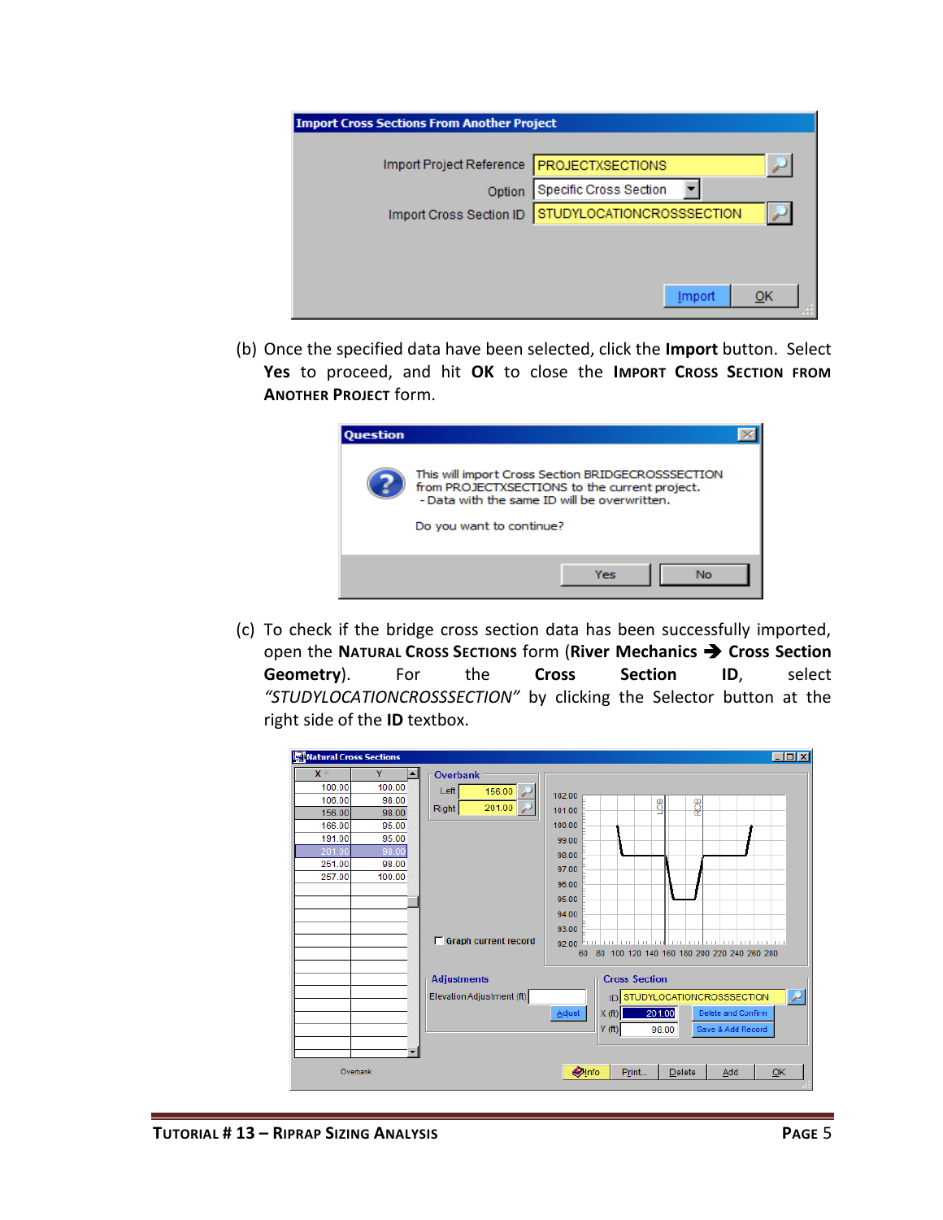(b) Once the specified data have been selected, click the **Import** button. Select **Yes** to proceed, and hit **OK** to close the **Import Cross Section from Another Project** form.

(c) To check if the bridge cross section data has been successfully imported, open the **Natural Cross Sections** form (**River Mechanics ➔ Cross Section Geometry**). For the **Cross Section ID**, select *"STUDYLOCATIONCROSSSECTION"* by clicking the Selector button at the right side of the **ID** textbox.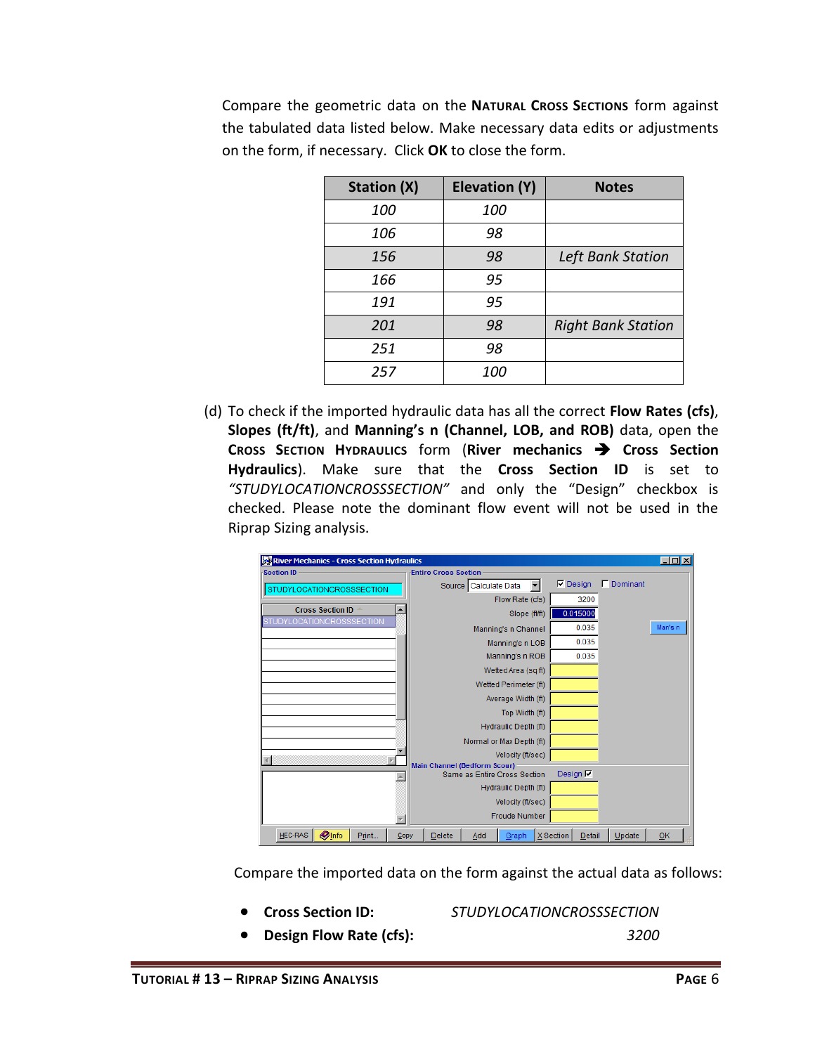Compare the geometric data on the **Natural Cross Sections** form against the tabulated data listed below. Make necessary data edits or adjustments on the form, if necessary. Click **OK** to close the form.

| Station (X) | Elevation (Y) | Notes |
|---|---|---|
| *100* | *100* | |
| *106* | *98* | |
| *156* | *98* | *Left Bank Station* |
| *166* | *95* | |
| *191* | *95* | |
| *201* | *98* | *Right Bank Station* |
| *251* | *98* | |
| *257* | *100* | |

(d) To check if the imported hydraulic data has all the correct **Flow Rates (cfs)**, **Slopes (ft/ft)**, and **Manning's n (Channel, LOB, and ROB)** data, open the **Cross Section Hydraulics** form (**River mechanics ➔ Cross Section Hydraulics**). Make sure that the **Cross Section ID** is set to *"STUDYLOCATIONCROSSSECTION"* and only the "Design" checkbox is checked. Please note the dominant flow event will not be used in the Riprap Sizing analysis.

Compare the imported data on the form against the actual data as follows:

- **Cross Section ID:** *STUDYLOCATIONCROSSSECTION*
- **Design Flow Rate (cfs):** *3200*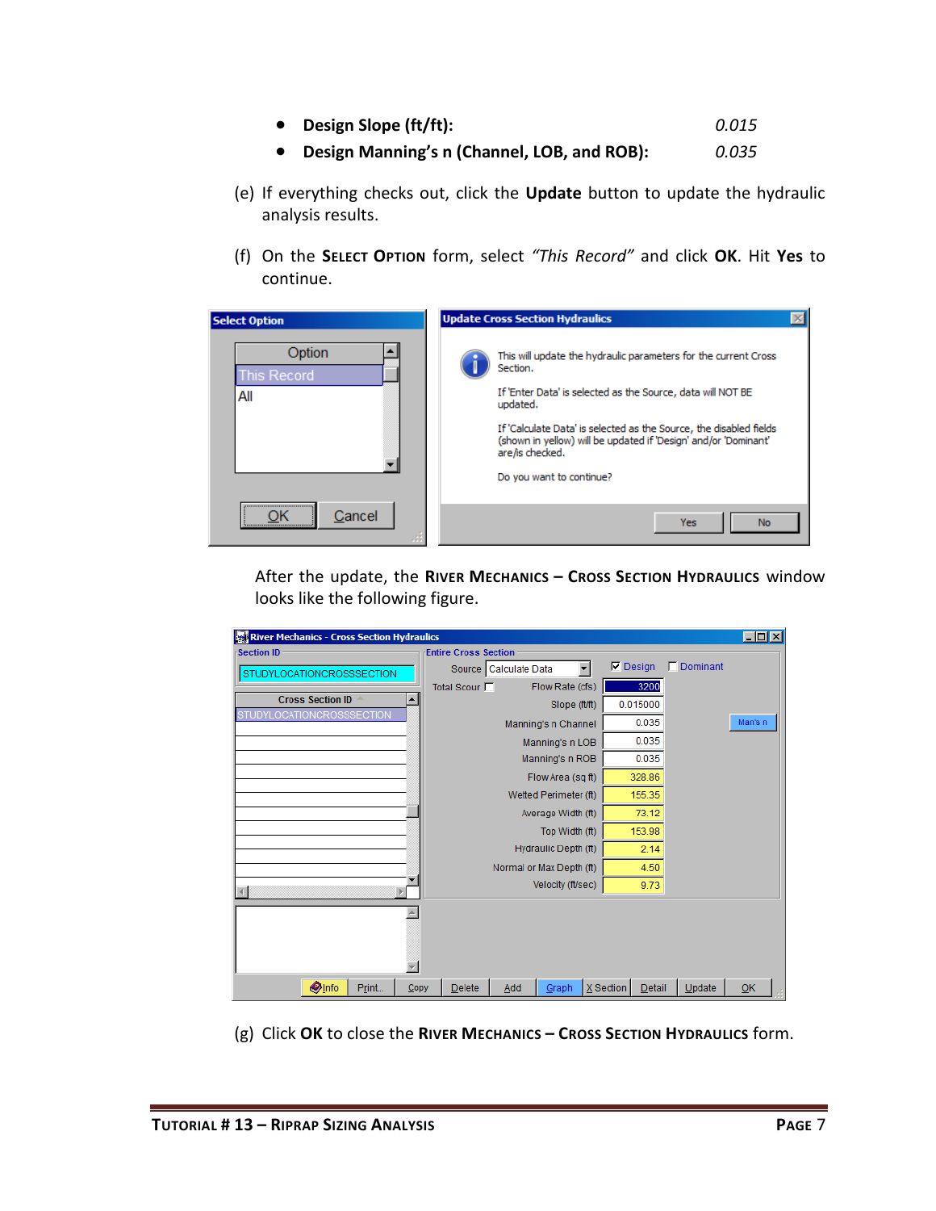- **Design Slope (ft/ft):** *0.015*
- **Design Manning's n (Channel, LOB, and ROB):** *0.035*

(e) If everything checks out, click the **Update** button to update the hydraulic analysis results.

(f) On the **Select Option** form, select *"This Record"* and click **OK**. Hit **Yes** to continue.

After the update, the **River Mechanics – Cross Section Hydraulics** window looks like the following figure.

(g) Click **OK** to close the **River Mechanics – Cross Section Hydraulics** form.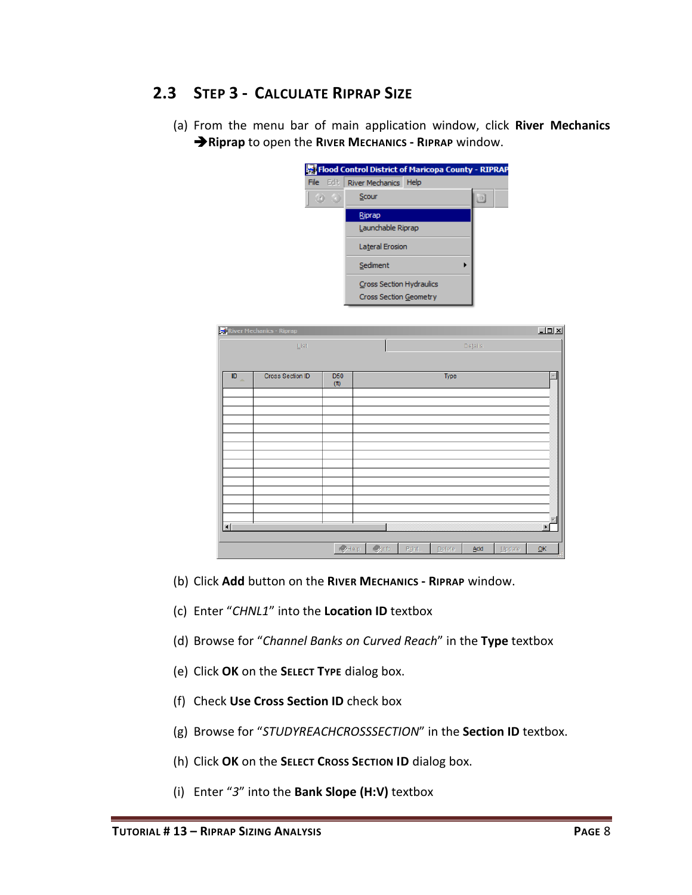## 2.3 Step 3 - Calculate Riprap Size

(a) From the menu bar of main application window, click **River Mechanics ➔Riprap** to open the **River Mechanics - Riprap** window.

(b) Click **Add** button on the **River Mechanics - Riprap** window.

(c) Enter "*CHNL1*" into the **Location ID** textbox

(d) Browse for "*Channel Banks on Curved Reach*" in the **Type** textbox

(e) Click **OK** on the **Select Type** dialog box.

(f) Check **Use Cross Section ID** check box

(g) Browse for "*STUDYREACHCROSSSECTION*" in the **Section ID** textbox.

(h) Click **OK** on the **Select Cross Section ID** dialog box.

(i) Enter "*3*" into the **Bank Slope (H:V)** textbox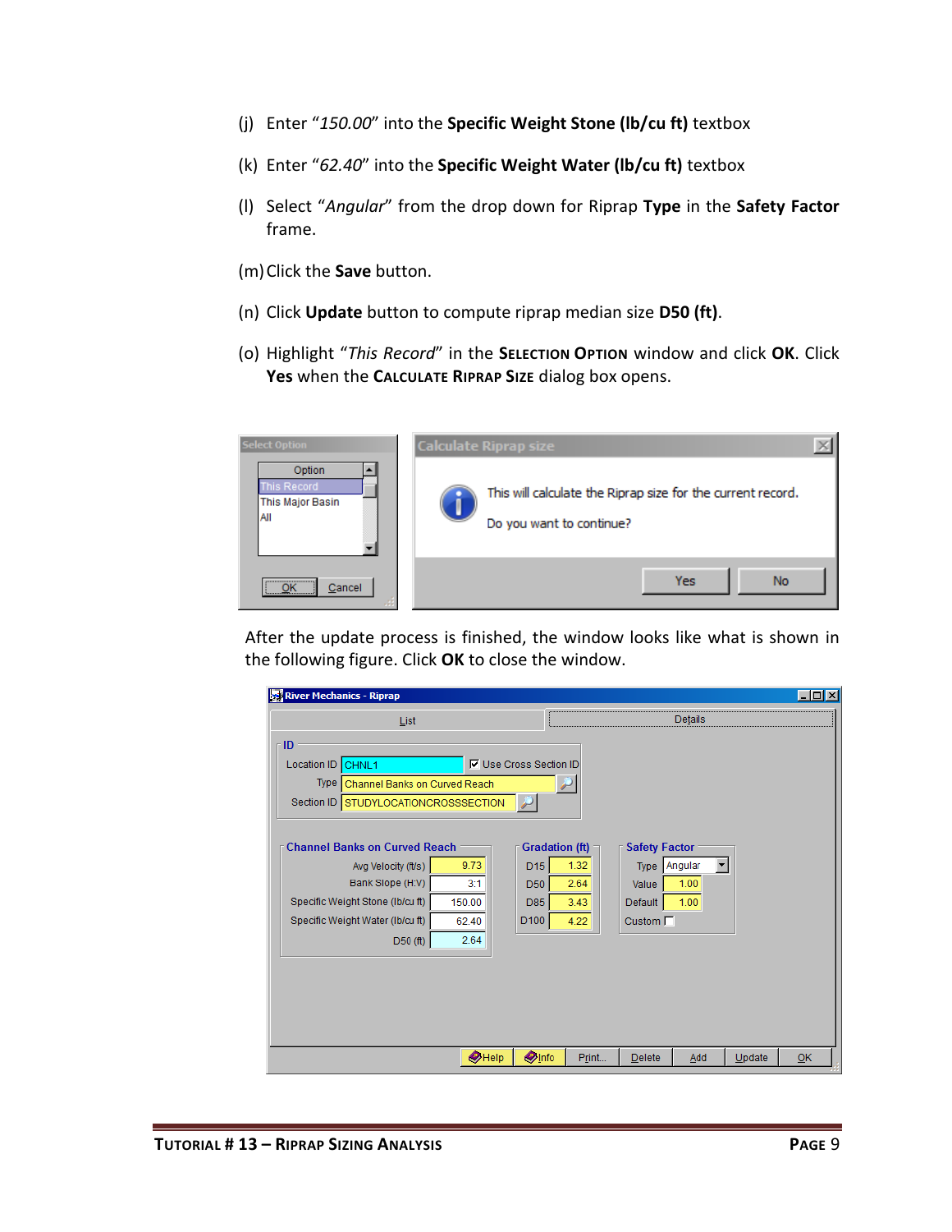(j) Enter "*150.00*" into the **Specific Weight Stone (lb/cu ft)** textbox

(k) Enter "*62.40*" into the **Specific Weight Water (lb/cu ft)** textbox

(l) Select "*Angular*" from the drop down for Riprap **Type** in the **Safety Factor** frame.

(m) Click the **Save** button.

(n) Click **Update** button to compute riprap median size **D50 (ft)**.

(o) Highlight "*This Record*" in the **SELECTION OPTION** window and click **OK**. Click **Yes** when the **CALCULATE RIPRAP SIZE** dialog box opens.

After the update process is finished, the window looks like what is shown in the following figure. Click **OK** to close the window.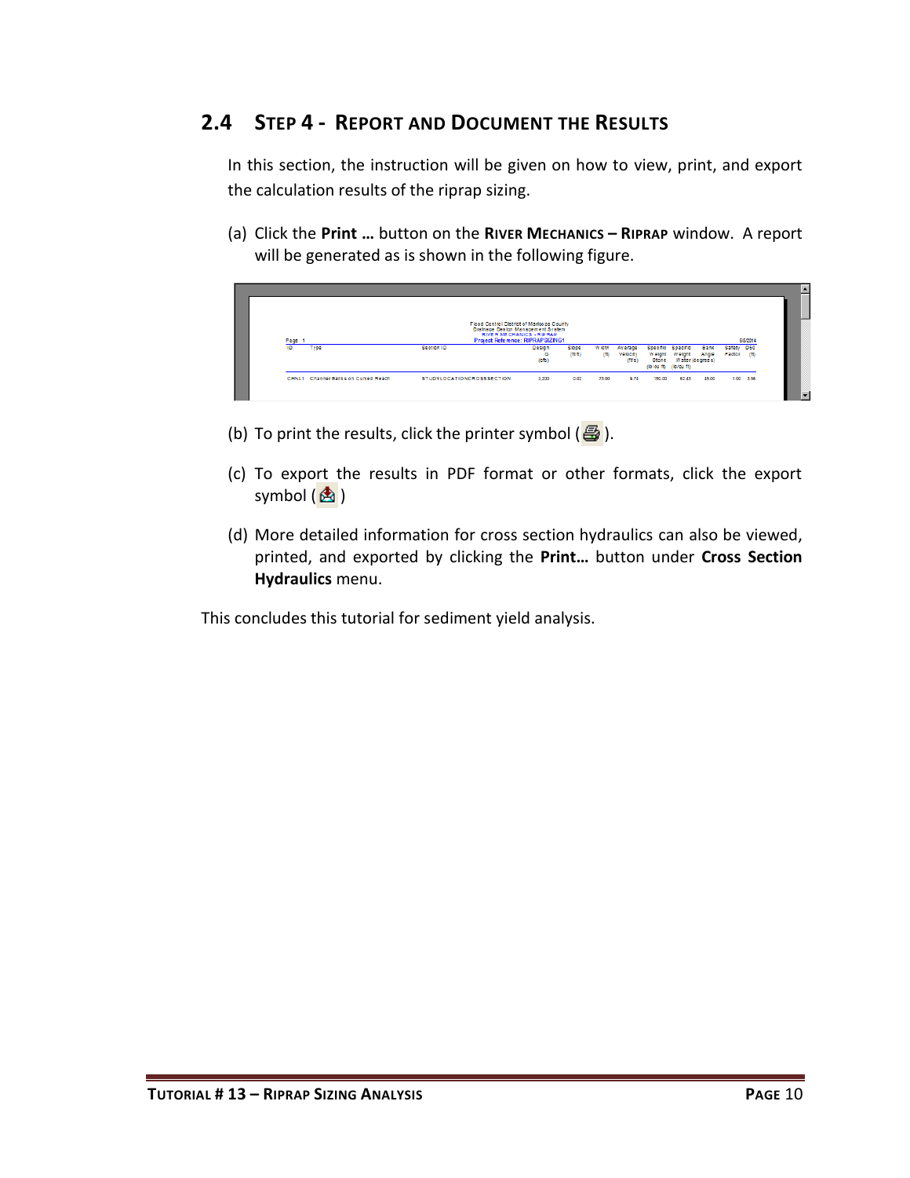## 2.4 STEP 4 - REPORT AND DOCUMENT THE RESULTS

In this section, the instruction will be given on how to view, print, and export the calculation results of the riprap sizing.

(a) Click the **Print …** button on the **RIVER MECHANICS – RIPRAP** window. A report will be generated as is shown in the following figure.

Flood Control District of Maricopa County
Drainage Design Management System
RIVER MECHANICS - RIPRAP
Project Reference: RIPRAPSIZING1

Page 1

5/6/2014

| ID | Type | Section ID | Design Q (cfs) | Slope (ft/ft) | Width (ft) | Average Velocity (ft/s) | Specific Weight Stone (lb/cu ft) | Specific Weight Water (lb/cu ft) | Bank Angle (degrees) | Safety Factor | D50 (ft) |
|---|---|---|---|---|---|---|---|---|---|---|---|
| CHNL1 | Channel Banks on Curved Reach | STUDYLOCATIONCROSSSECTION | 3,200 | 0.02 | 73.00 | 9.74 | 150.00 | 62.43 | 45.00 | 1.00 | 3.56 |

(b) To print the results, click the printer symbol ( ).

(c) To export the results in PDF format or other formats, click the export symbol ( )

(d) More detailed information for cross section hydraulics can also be viewed, printed, and exported by clicking the **Print…** button under **Cross Section Hydraulics** menu.

This concludes this tutorial for sediment yield analysis.